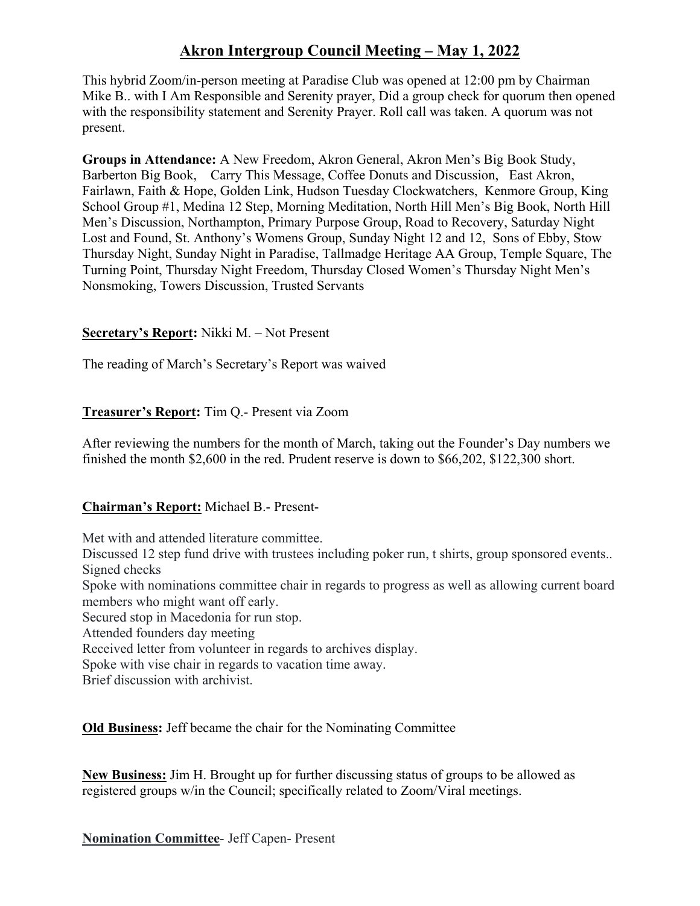# Akron Intergroup Council Meeting – May 1, 2022

This hybrid Zoom/in-person meeting at Paradise Club was opened at 12:00 pm by Chairman Mike B.. with I Am Responsible and Serenity prayer, Did a group check for quorum then opened with the responsibility statement and Serenity Prayer. Roll call was taken. A quorum was not present.

**Groups in Attendance:** A New Freedom, Akron General, Akron Men's Big Book Study, Barberton Big Book, Carry This Message, Coffee Donuts and Discussion, East Akron, Fairlawn, Faith & Hope, Golden Link, Hudson Tuesday Clockwatchers, Kenmore Group, King School Group #1, Medina 12 Step, Morning Meditation, North Hill Men's Big Book, North Hill Men's Discussion, Northampton, Primary Purpose Group, Road to Recovery, Saturday Night Lost and Found, St. Anthony's Womens Group, Sunday Night 12 and 12, Sons of Ebby, Stow Thursday Night, Sunday Night in Paradise, Tallmadge Heritage AA Group, Temple Square, The Turning Point, Thursday Night Freedom, Thursday Closed Women's Thursday Night Men's Nonsmoking, Towers Discussion, Trusted Servants

**Secretary's Report:** Nikki M. – Not Present

The reading of March's Secretary's Report was waived

**Treasurer's Report:** Tim Q.- Present via Zoom

After reviewing the numbers for the month of March, taking out the Founder's Day numbers we finished the month $2,600 in the red. Prudent reserve is down to $66,202, $122,300 short.

**Chairman's Report:** Michael B.- Present-

Met with and attended literature committee.
Discussed 12 step fund drive with trustees including poker run, t shirts, group sponsored events..
Signed checks
Spoke with nominations committee chair in regards to progress as well as allowing current board members who might want off early.
Secured stop in Macedonia for run stop.
Attended founders day meeting
Received letter from volunteer in regards to archives display.
Spoke with vise chair in regards to vacation time away.
Brief discussion with archivist.

**Old Business:** Jeff became the chair for the Nominating Committee

**New Business:** Jim H. Brought up for further discussing status of groups to be allowed as registered groups w/in the Council; specifically related to Zoom/Viral meetings.

**Nomination Committee**- Jeff Capen- Present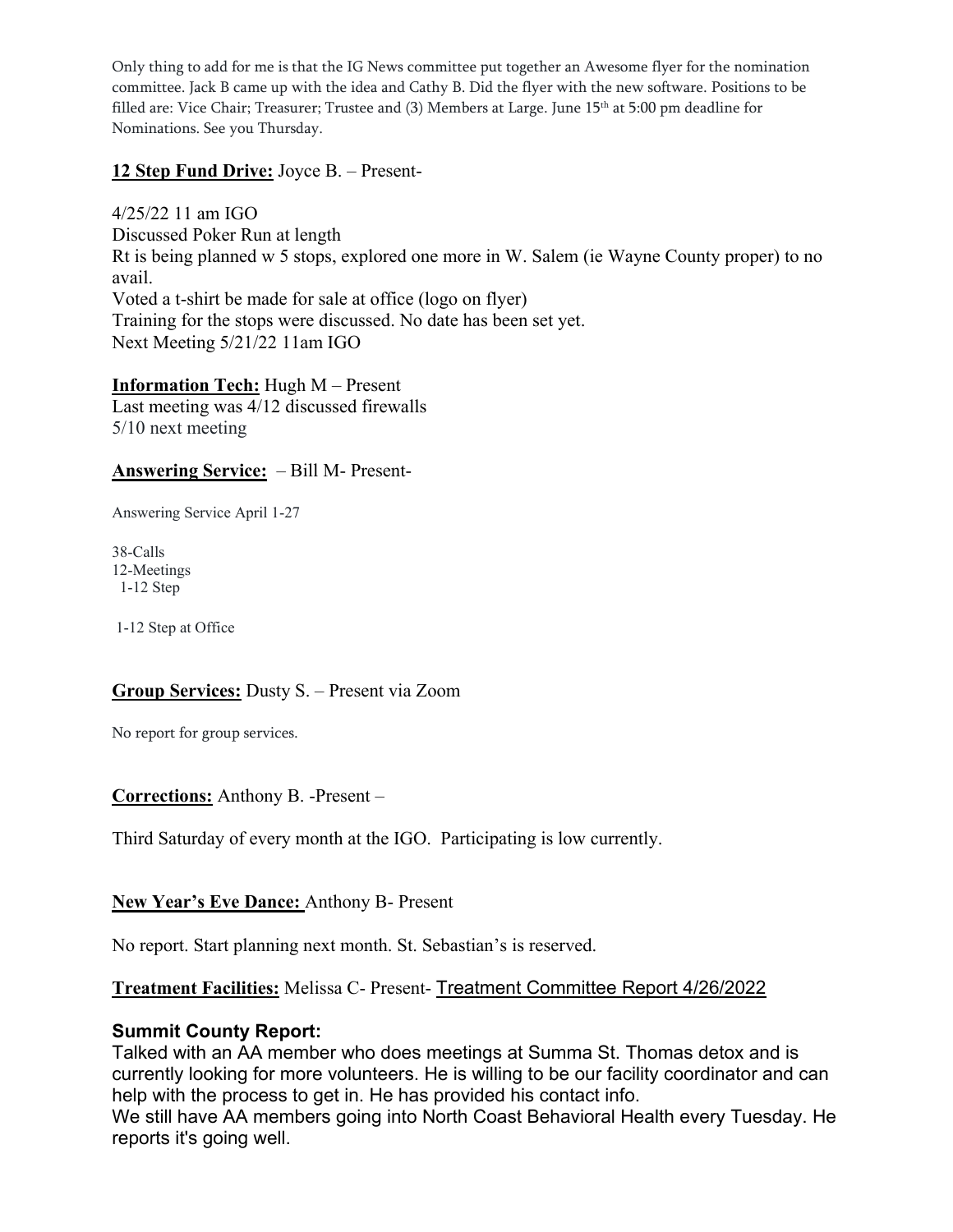Only thing to add for me is that the IG News committee put together an Awesome flyer for the nomination committee. Jack B came up with the idea and Cathy B. Did the flyer with the new software. Positions to be filled are: Vice Chair; Treasurer; Trustee and (3) Members at Large. June 15th at 5:00 pm deadline for Nominations. See you Thursday.

**12 Step Fund Drive:** Joyce B. – Present-

4/25/22 11 am IGO
Discussed Poker Run at length
Rt is being planned w 5 stops, explored one more in W. Salem (ie Wayne County proper) to no avail.
Voted a t-shirt be made for sale at office (logo on flyer)
Training for the stops were discussed. No date has been set yet.
Next Meeting 5/21/22 11am IGO

**Information Tech:** Hugh M – Present
Last meeting was 4/12 discussed firewalls
5/10 next meeting

**Answering Service:** – Bill M- Present-

Answering Service April 1-27

38-Calls
12-Meetings
1-12 Step

1-12 Step at Office

**Group Services:** Dusty S. – Present via Zoom

No report for group services.

**Corrections:** Anthony B. -Present –

Third Saturday of every month at the IGO. Participating is low currently.

**New Year's Eve Dance:** Anthony B- Present

No report. Start planning next month. St. Sebastian's is reserved.

**Treatment Facilities:** Melissa C- Present- Treatment Committee Report 4/26/2022

**Summit County Report:**

Talked with an AA member who does meetings at Summa St. Thomas detox and is currently looking for more volunteers. He is willing to be our facility coordinator and can help with the process to get in. He has provided his contact info.

We still have AA members going into North Coast Behavioral Health every Tuesday. He reports it's going well.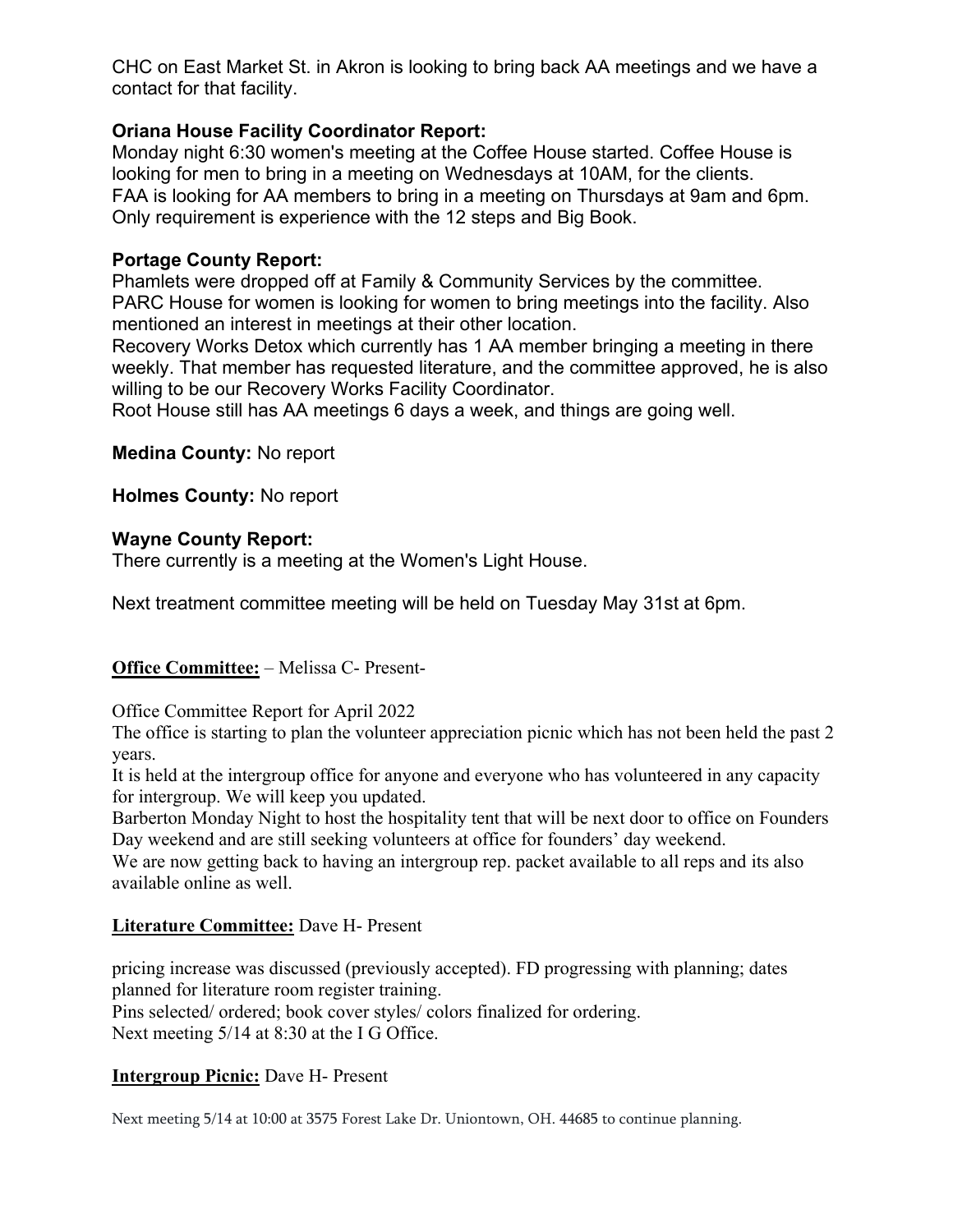CHC on East Market St. in Akron is looking to bring back AA meetings and we have a contact for that facility.

**Oriana House Facility Coordinator Report:**
Monday night 6:30 women's meeting at the Coffee House started. Coffee House is looking for men to bring in a meeting on Wednesdays at 10AM, for the clients.
FAA is looking for AA members to bring in a meeting on Thursdays at 9am and 6pm. Only requirement is experience with the 12 steps and Big Book.

**Portage County Report:**
Phamlets were dropped off at Family & Community Services by the committee.
PARC House for women is looking for women to bring meetings into the facility. Also mentioned an interest in meetings at their other location.
Recovery Works Detox which currently has 1 AA member bringing a meeting in there weekly. That member has requested literature, and the committee approved, he is also willing to be our Recovery Works Facility Coordinator.
Root House still has AA meetings 6 days a week, and things are going well.

**Medina County:** No report

**Holmes County:** No report

**Wayne County Report:**
There currently is a meeting at the Women's Light House.

Next treatment committee meeting will be held on Tuesday May 31st at 6pm.

**Office Committee:** – Melissa C- Present-

Office Committee Report for April 2022
The office is starting to plan the volunteer appreciation picnic which has not been held the past 2 years.
It is held at the intergroup office for anyone and everyone who has volunteered in any capacity for intergroup. We will keep you updated.
Barberton Monday Night to host the hospitality tent that will be next door to office on Founders Day weekend and are still seeking volunteers at office for founders' day weekend.
We are now getting back to having an intergroup rep. packet available to all reps and its also available online as well.

**Literature Committee:** Dave H- Present

pricing increase was discussed (previously accepted). FD progressing with planning; dates planned for literature room register training.
Pins selected/ ordered; book cover styles/ colors finalized for ordering.
Next meeting 5/14 at 8:30 at the I G Office.

**Intergroup Picnic:** Dave H- Present

Next meeting 5/14 at 10:00 at 3575 Forest Lake Dr. Uniontown, OH. 44685 to continue planning.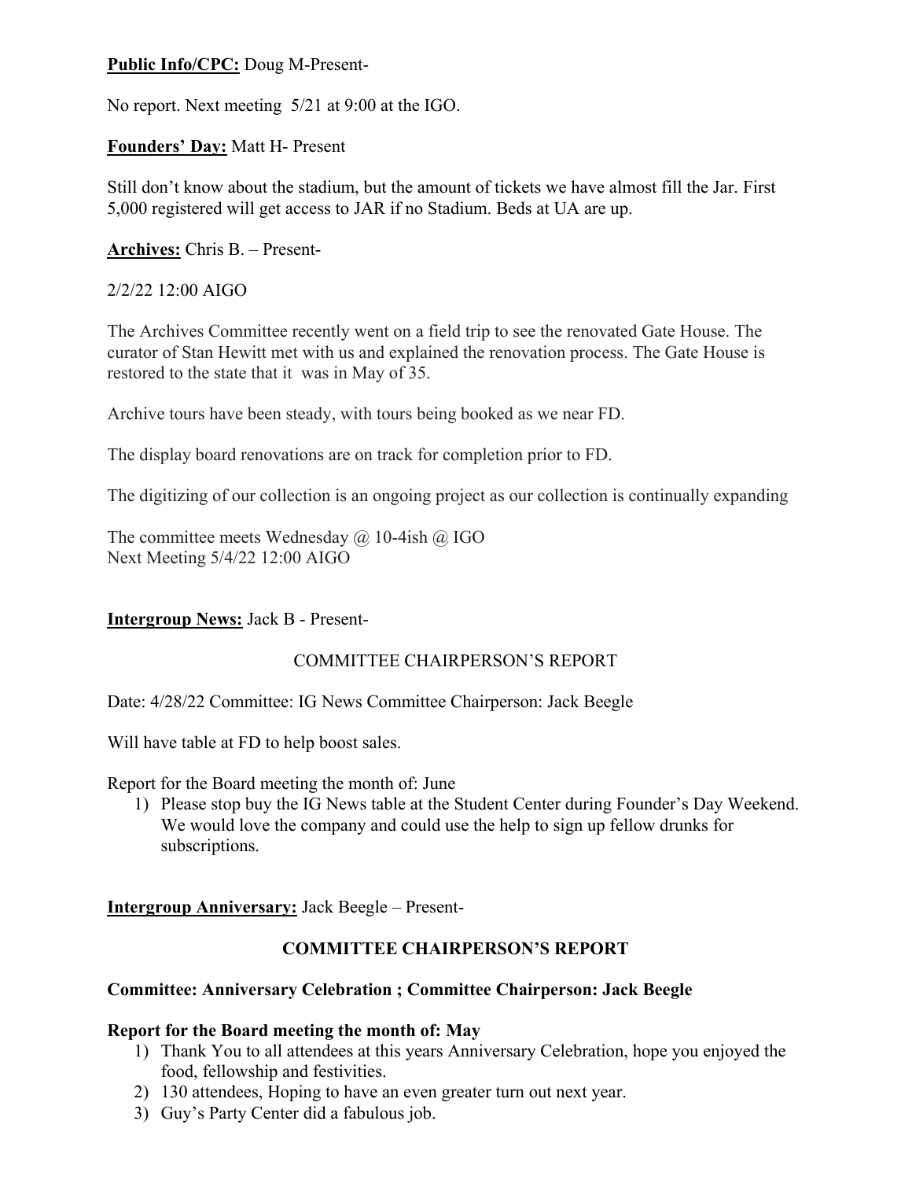**Public Info/CPC:** Doug M-Present-

No report. Next meeting 5/21 at 9:00 at the IGO.

**Founders' Day:** Matt H- Present

Still don't know about the stadium, but the amount of tickets we have almost fill the Jar. First 5,000 registered will get access to JAR if no Stadium. Beds at UA are up.

**Archives:** Chris B. – Present-

2/2/22 12:00 AIGO

The Archives Committee recently went on a field trip to see the renovated Gate House. The curator of Stan Hewitt met with us and explained the renovation process. The Gate House is restored to the state that it was in May of 35.

Archive tours have been steady, with tours being booked as we near FD.

The display board renovations are on track for completion prior to FD.

The digitizing of our collection is an ongoing project as our collection is continually expanding

The committee meets Wednesday @ 10-4ish @ IGO
Next Meeting 5/4/22 12:00 AIGO

**Intergroup News:** Jack B - Present-

COMMITTEE CHAIRPERSON'S REPORT

Date: 4/28/22 Committee: IG News Committee Chairperson: Jack Beegle

Will have table at FD to help boost sales.

Report for the Board meeting the month of: June

1) Please stop buy the IG News table at the Student Center during Founder's Day Weekend. We would love the company and could use the help to sign up fellow drunks for subscriptions.

**Intergroup Anniversary:** Jack Beegle – Present-

**COMMITTEE CHAIRPERSON'S REPORT**

**Committee: Anniversary Celebration ; Committee Chairperson: Jack Beegle**

**Report for the Board meeting the month of: May**

1) Thank You to all attendees at this years Anniversary Celebration, hope you enjoyed the food, fellowship and festivities.
2) 130 attendees, Hoping to have an even greater turn out next year.
3) Guy's Party Center did a fabulous job.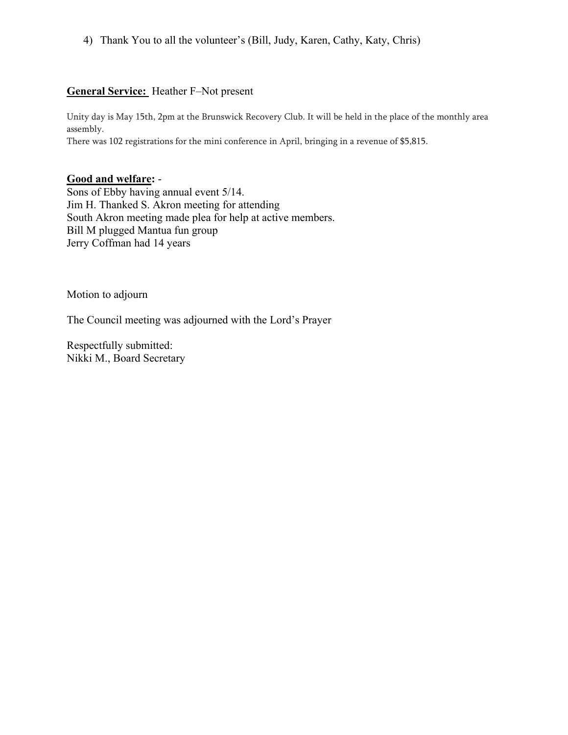4) Thank You to all the volunteer's (Bill, Judy, Karen, Cathy, Katy, Chris)

**General Service:** Heather F–Not present

Unity day is May 15th, 2pm at the Brunswick Recovery Club. It will be held in the place of the monthly area assembly.
There was 102 registrations for the mini conference in April, bringing in a revenue of $5,815.

**Good and welfare:** -
Sons of Ebby having annual event 5/14.
Jim H. Thanked S. Akron meeting for attending
South Akron meeting made plea for help at active members.
Bill M plugged Mantua fun group
Jerry Coffman had 14 years

Motion to adjourn

The Council meeting was adjourned with the Lord's Prayer

Respectfully submitted:
Nikki M., Board Secretary